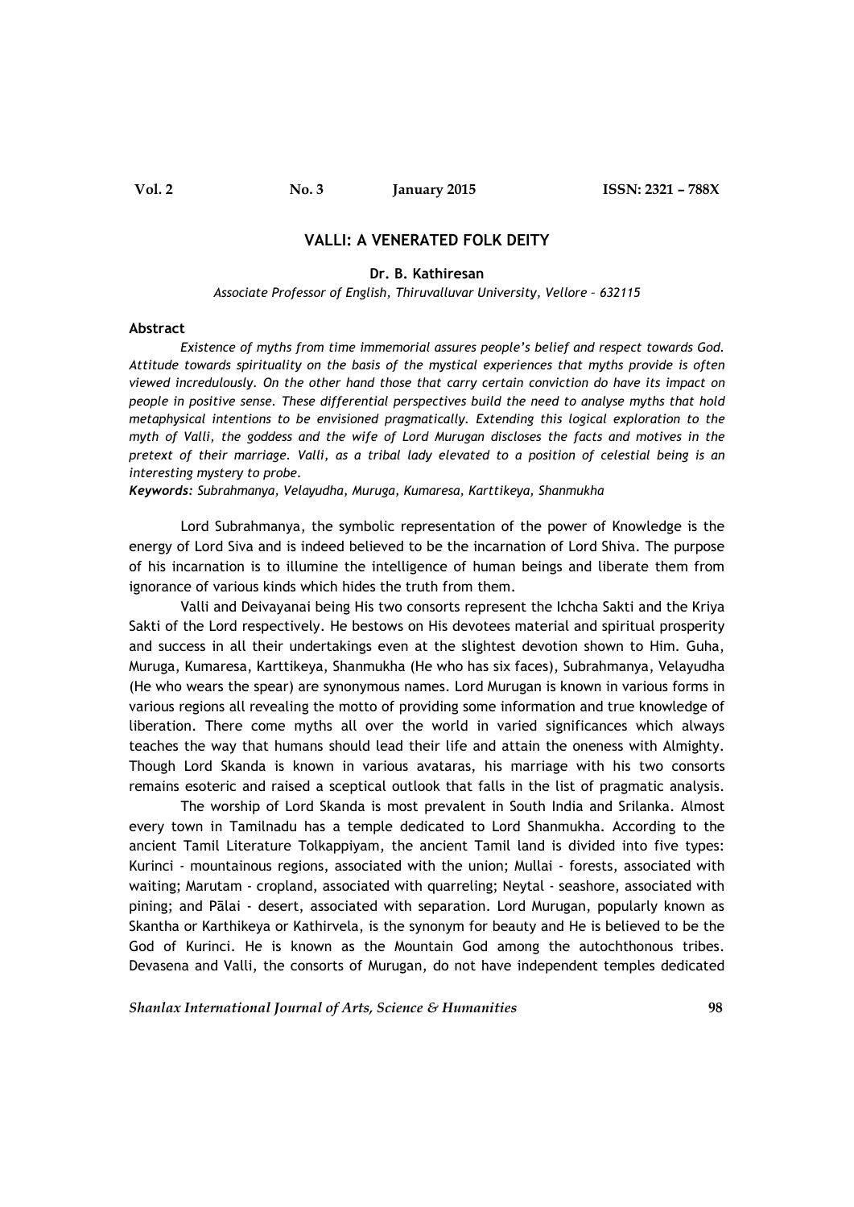# VALLI: A VENERATED FOLK DEITY

**Dr. B. Kathiresan**

*Associate Professor of English, Thiruvalluvar University, Vellore – 632115*

## Abstract

*Existence of myths from time immemorial assures people's belief and respect towards God. Attitude towards spirituality on the basis of the mystical experiences that myths provide is often viewed incredulously. On the other hand those that carry certain conviction do have its impact on people in positive sense. These differential perspectives build the need to analyse myths that hold metaphysical intentions to be envisioned pragmatically. Extending this logical exploration to the myth of Valli, the goddess and the wife of Lord Murugan discloses the facts and motives in the pretext of their marriage. Valli, as a tribal lady elevated to a position of celestial being is an interesting mystery to probe.*

***Keywords:*** *Subrahmanya, Velayudha, Muruga, Kumaresa, Karttikeya, Shanmukha*

Lord Subrahmanya, the symbolic representation of the power of Knowledge is the energy of Lord Siva and is indeed believed to be the incarnation of Lord Shiva. The purpose of his incarnation is to illumine the intelligence of human beings and liberate them from ignorance of various kinds which hides the truth from them.

Valli and Deivayanai being His two consorts represent the Ichcha Sakti and the Kriya Sakti of the Lord respectively. He bestows on His devotees material and spiritual prosperity and success in all their undertakings even at the slightest devotion shown to Him. Guha, Muruga, Kumaresa, Karttikeya, Shanmukha (He who has six faces), Subrahmanya, Velayudha (He who wears the spear) are synonymous names. Lord Murugan is known in various forms in various regions all revealing the motto of providing some information and true knowledge of liberation. There come myths all over the world in varied significances which always teaches the way that humans should lead their life and attain the oneness with Almighty. Though Lord Skanda is known in various avataras, his marriage with his two consorts remains esoteric and raised a sceptical outlook that falls in the list of pragmatic analysis.

The worship of Lord Skanda is most prevalent in South India and Srilanka. Almost every town in Tamilnadu has a temple dedicated to Lord Shanmukha. According to the ancient Tamil Literature Tolkappiyam, the ancient Tamil land is divided into five types: Kurinci - mountainous regions, associated with the union; Mullai - forests, associated with waiting; Marutam - cropland, associated with quarreling; Neytal - seashore, associated with pining; and Pālai - desert, associated with separation. Lord Murugan, popularly known as Skantha or Karthikeya or Kathirvela, is the synonym for beauty and He is believed to be the God of Kurinci. He is known as the Mountain God among the autochthonous tribes. Devasena and Valli, the consorts of Murugan, do not have independent temples dedicated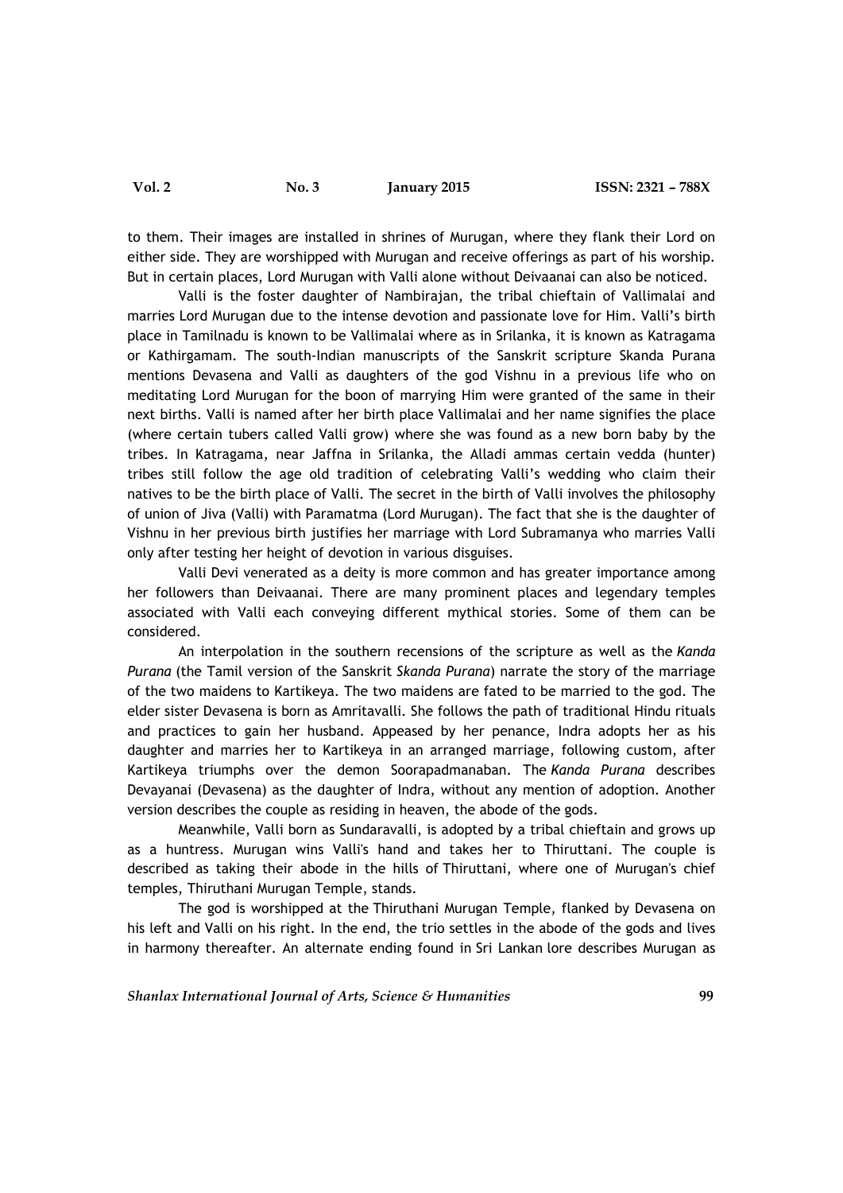to them. Their images are installed in shrines of Murugan, where they flank their Lord on either side. They are worshipped with Murugan and receive offerings as part of his worship. But in certain places, Lord Murugan with Valli alone without Deivaanai can also be noticed.

Valli is the foster daughter of Nambirajan, the tribal chieftain of Vallimalai and marries Lord Murugan due to the intense devotion and passionate love for Him. Valli's birth place in Tamilnadu is known to be Vallimalai where as in Srilanka, it is known as Katragama or Kathirgamam. The south-Indian manuscripts of the Sanskrit scripture Skanda Purana mentions Devasena and Valli as daughters of the god Vishnu in a previous life who on meditating Lord Murugan for the boon of marrying Him were granted of the same in their next births. Valli is named after her birth place Vallimalai and her name signifies the place (where certain tubers called Valli grow) where she was found as a new born baby by the tribes. In Katragama, near Jaffna in Srilanka, the Alladi ammas certain vedda (hunter) tribes still follow the age old tradition of celebrating Valli's wedding who claim their natives to be the birth place of Valli. The secret in the birth of Valli involves the philosophy of union of Jiva (Valli) with Paramatma (Lord Murugan). The fact that she is the daughter of Vishnu in her previous birth justifies her marriage with Lord Subramanya who marries Valli only after testing her height of devotion in various disguises.

Valli Devi venerated as a deity is more common and has greater importance among her followers than Deivaanai. There are many prominent places and legendary temples associated with Valli each conveying different mythical stories. Some of them can be considered.

An interpolation in the southern recensions of the scripture as well as the *Kanda Purana* (the Tamil version of the Sanskrit *Skanda Purana*) narrate the story of the marriage of the two maidens to Kartikeya. The two maidens are fated to be married to the god. The elder sister Devasena is born as Amritavalli. She follows the path of traditional Hindu rituals and practices to gain her husband. Appeased by her penance, Indra adopts her as his daughter and marries her to Kartikeya in an arranged marriage, following custom, after Kartikeya triumphs over the demon Soorapadmanaban. The *Kanda Purana* describes Devayanai (Devasena) as the daughter of Indra, without any mention of adoption. Another version describes the couple as residing in heaven, the abode of the gods.

Meanwhile, Valli born as Sundaravalli, is adopted by a tribal chieftain and grows up as a huntress. Murugan wins Valli's hand and takes her to Thiruttani. The couple is described as taking their abode in the hills of Thiruttani, where one of Murugan's chief temples, Thiruthani Murugan Temple, stands.

The god is worshipped at the Thiruthani Murugan Temple, flanked by Devasena on his left and Valli on his right. In the end, the trio settles in the abode of the gods and lives in harmony thereafter. An alternate ending found in Sri Lankan lore describes Murugan as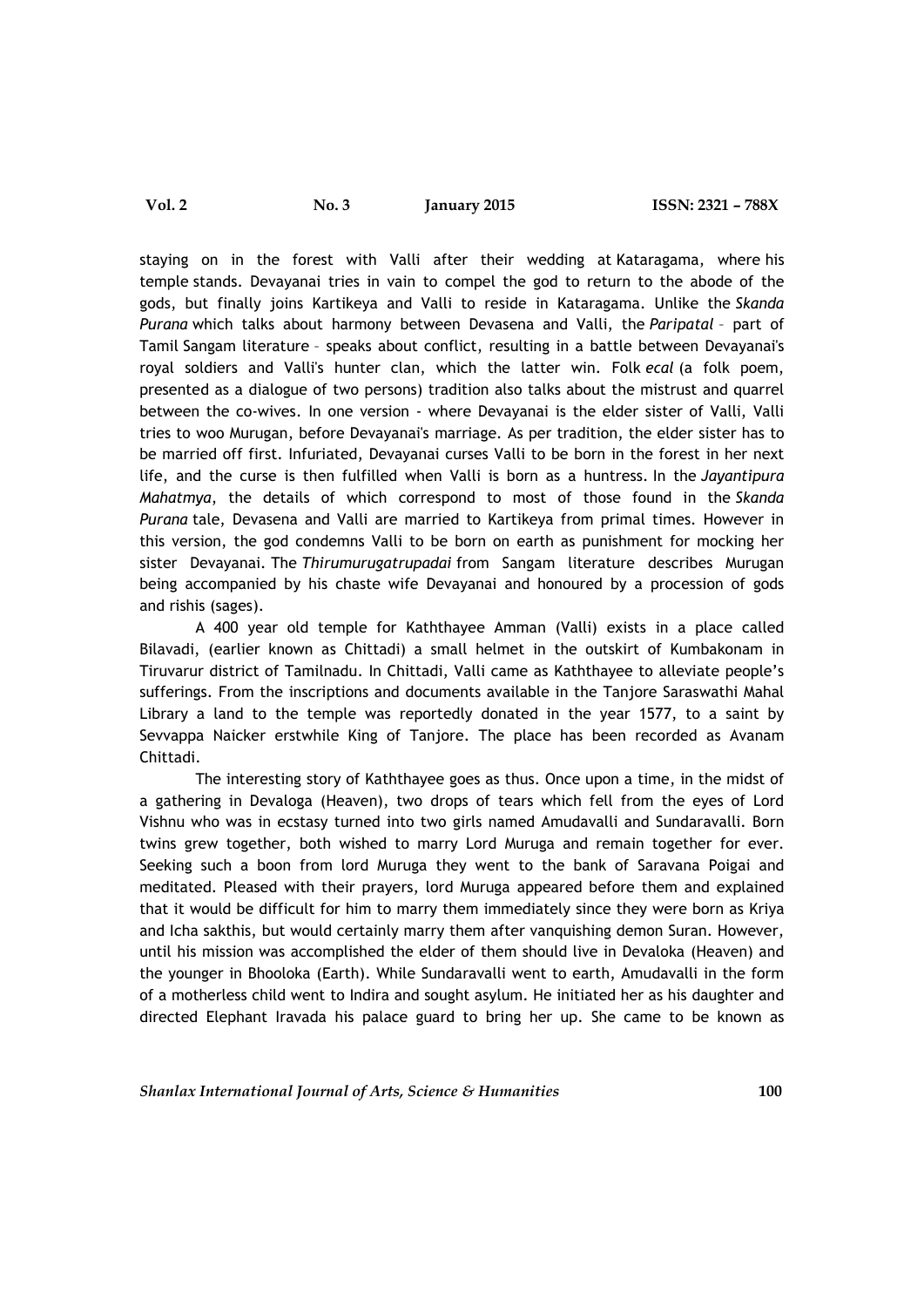staying on in the forest with Valli after their wedding at Kataragama, where his temple stands. Devayanai tries in vain to compel the god to return to the abode of the gods, but finally joins Kartikeya and Valli to reside in Kataragama. Unlike the *Skanda Purana* which talks about harmony between Devasena and Valli, the *Paripatal* – part of Tamil Sangam literature – speaks about conflict, resulting in a battle between Devayanai's royal soldiers and Valli's hunter clan, which the latter win. Folk *ecal* (a folk poem, presented as a dialogue of two persons) tradition also talks about the mistrust and quarrel between the co-wives. In one version - where Devayanai is the elder sister of Valli, Valli tries to woo Murugan, before Devayanai's marriage. As per tradition, the elder sister has to be married off first. Infuriated, Devayanai curses Valli to be born in the forest in her next life, and the curse is then fulfilled when Valli is born as a huntress. In the *Jayantipura Mahatmya*, the details of which correspond to most of those found in the *Skanda Purana* tale, Devasena and Valli are married to Kartikeya from primal times. However in this version, the god condemns Valli to be born on earth as punishment for mocking her sister Devayanai. The *Thirumurugatrupadai* from Sangam literature describes Murugan being accompanied by his chaste wife Devayanai and honoured by a procession of gods and rishis (sages).

A 400 year old temple for Kaththayee Amman (Valli) exists in a place called Bilavadi, (earlier known as Chittadi) a small helmet in the outskirt of Kumbakonam in Tiruvarur district of Tamilnadu. In Chittadi, Valli came as Kaththayee to alleviate people's sufferings. From the inscriptions and documents available in the Tanjore Saraswathi Mahal Library a land to the temple was reportedly donated in the year 1577, to a saint by Sevvappa Naicker erstwhile King of Tanjore. The place has been recorded as Avanam Chittadi.

The interesting story of Kaththayee goes as thus. Once upon a time, in the midst of a gathering in Devaloga (Heaven), two drops of tears which fell from the eyes of Lord Vishnu who was in ecstasy turned into two girls named Amudavalli and Sundaravalli. Born twins grew together, both wished to marry Lord Muruga and remain together for ever. Seeking such a boon from lord Muruga they went to the bank of Saravana Poigai and meditated. Pleased with their prayers, lord Muruga appeared before them and explained that it would be difficult for him to marry them immediately since they were born as Kriya and Icha sakthis, but would certainly marry them after vanquishing demon Suran. However, until his mission was accomplished the elder of them should live in Devaloka (Heaven) and the younger in Bhooloka (Earth). While Sundaravalli went to earth, Amudavalli in the form of a motherless child went to Indira and sought asylum. He initiated her as his daughter and directed Elephant Iravada his palace guard to bring her up. She came to be known as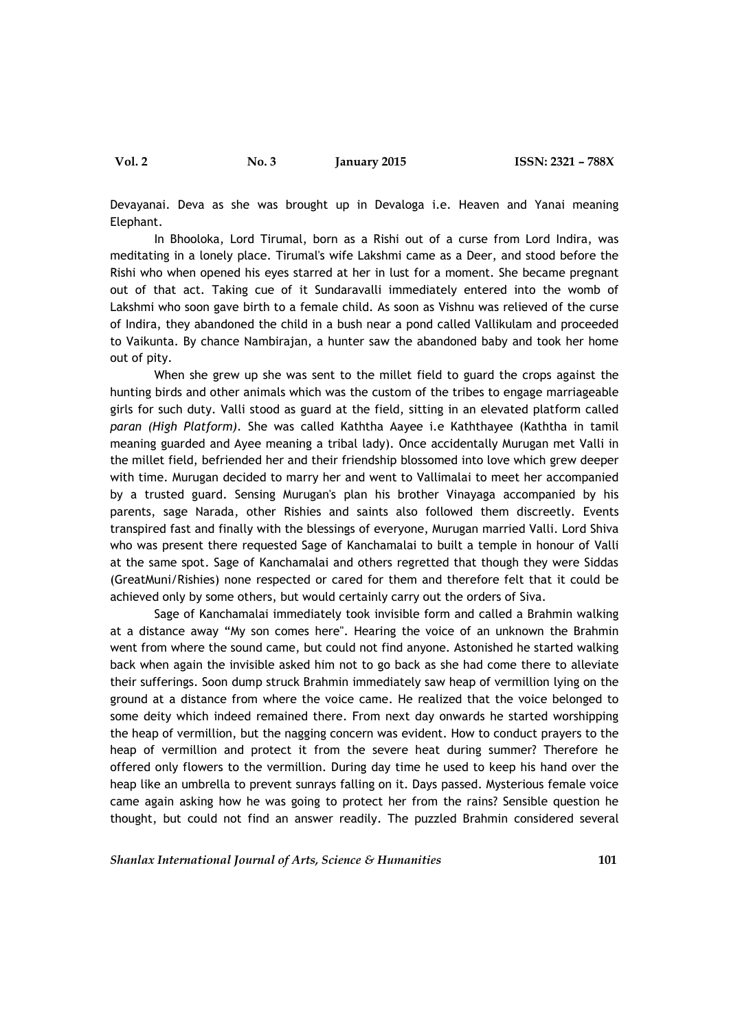Devayanai. Deva as she was brought up in Devaloga i.e. Heaven and Yanai meaning Elephant.

In Bhooloka, Lord Tirumal, born as a Rishi out of a curse from Lord Indira, was meditating in a lonely place. Tirumal's wife Lakshmi came as a Deer, and stood before the Rishi who when opened his eyes starred at her in lust for a moment. She became pregnant out of that act. Taking cue of it Sundaravalli immediately entered into the womb of Lakshmi who soon gave birth to a female child. As soon as Vishnu was relieved of the curse of Indira, they abandoned the child in a bush near a pond called Vallikulam and proceeded to Vaikunta. By chance Nambirajan, a hunter saw the abandoned baby and took her home out of pity.

When she grew up she was sent to the millet field to guard the crops against the hunting birds and other animals which was the custom of the tribes to engage marriageable girls for such duty. Valli stood as guard at the field, sitting in an elevated platform called *paran (High Platform)*. She was called Kaththa Aayee i.e Kaththayee (Kaththa in tamil meaning guarded and Ayee meaning a tribal lady). Once accidentally Murugan met Valli in the millet field, befriended her and their friendship blossomed into love which grew deeper with time. Murugan decided to marry her and went to Vallimalai to meet her accompanied by a trusted guard. Sensing Murugan's plan his brother Vinayaga accompanied by his parents, sage Narada, other Rishies and saints also followed them discreetly. Events transpired fast and finally with the blessings of everyone, Murugan married Valli. Lord Shiva who was present there requested Sage of Kanchamalai to built a temple in honour of Valli at the same spot. Sage of Kanchamalai and others regretted that though they were Siddas (GreatMuni/Rishies) none respected or cared for them and therefore felt that it could be achieved only by some others, but would certainly carry out the orders of Siva.

Sage of Kanchamalai immediately took invisible form and called a Brahmin walking at a distance away "My son comes here". Hearing the voice of an unknown the Brahmin went from where the sound came, but could not find anyone. Astonished he started walking back when again the invisible asked him not to go back as she had come there to alleviate their sufferings. Soon dump struck Brahmin immediately saw heap of vermillion lying on the ground at a distance from where the voice came. He realized that the voice belonged to some deity which indeed remained there. From next day onwards he started worshipping the heap of vermillion, but the nagging concern was evident. How to conduct prayers to the heap of vermillion and protect it from the severe heat during summer? Therefore he offered only flowers to the vermillion. During day time he used to keep his hand over the heap like an umbrella to prevent sunrays falling on it. Days passed. Mysterious female voice came again asking how he was going to protect her from the rains? Sensible question he thought, but could not find an answer readily. The puzzled Brahmin considered several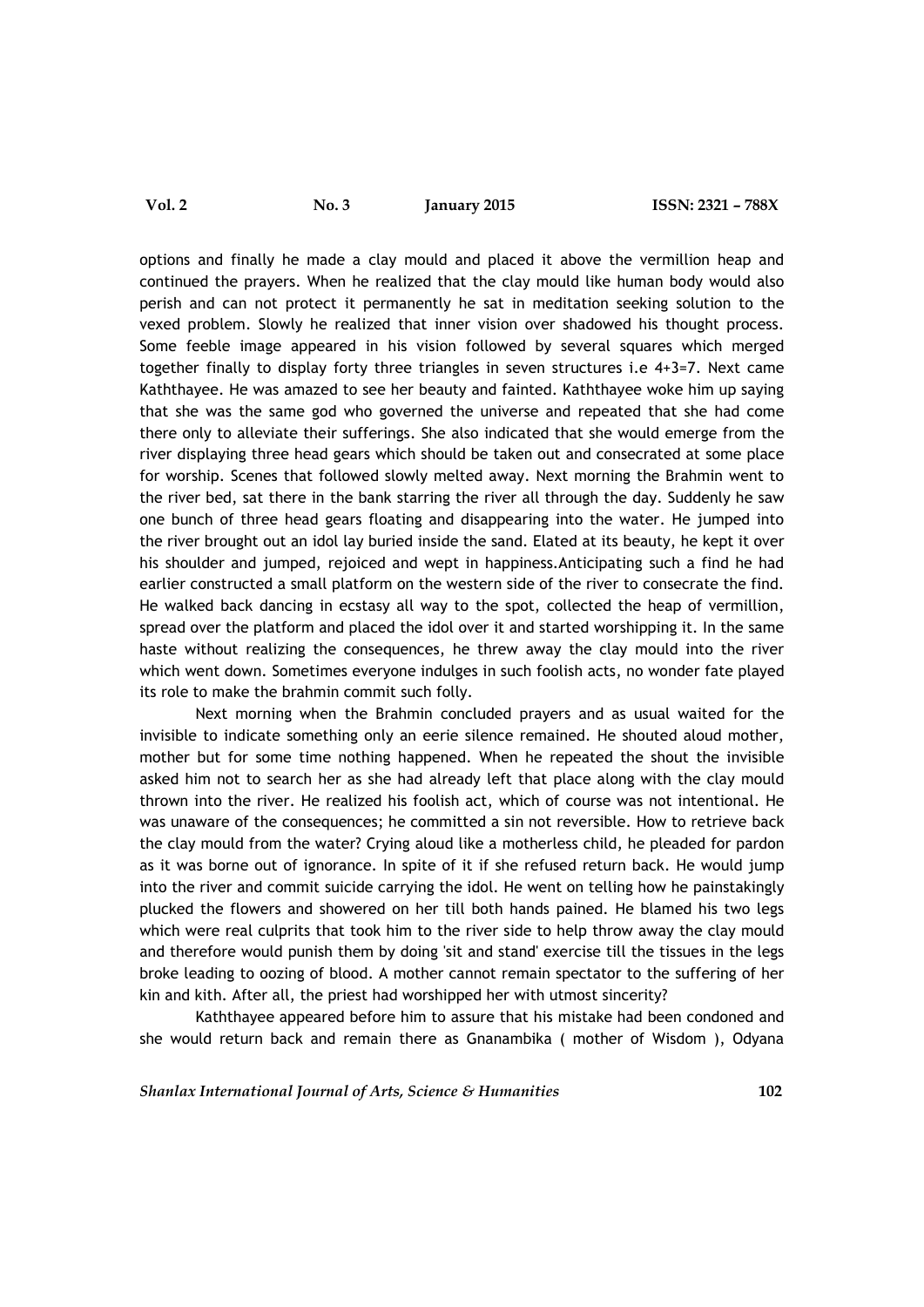options and finally he made a clay mould and placed it above the vermillion heap and continued the prayers. When he realized that the clay mould like human body would also perish and can not protect it permanently he sat in meditation seeking solution to the vexed problem. Slowly he realized that inner vision over shadowed his thought process. Some feeble image appeared in his vision followed by several squares which merged together finally to display forty three triangles in seven structures i.e 4+3=7. Next came Kaththayee. He was amazed to see her beauty and fainted. Kaththayee woke him up saying that she was the same god who governed the universe and repeated that she had come there only to alleviate their sufferings. She also indicated that she would emerge from the river displaying three head gears which should be taken out and consecrated at some place for worship. Scenes that followed slowly melted away. Next morning the Brahmin went to the river bed, sat there in the bank starring the river all through the day. Suddenly he saw one bunch of three head gears floating and disappearing into the water. He jumped into the river brought out an idol lay buried inside the sand. Elated at its beauty, he kept it over his shoulder and jumped, rejoiced and wept in happiness.Anticipating such a find he had earlier constructed a small platform on the western side of the river to consecrate the find. He walked back dancing in ecstasy all way to the spot, collected the heap of vermillion, spread over the platform and placed the idol over it and started worshipping it. In the same haste without realizing the consequences, he threw away the clay mould into the river which went down. Sometimes everyone indulges in such foolish acts, no wonder fate played its role to make the brahmin commit such folly.

Next morning when the Brahmin concluded prayers and as usual waited for the invisible to indicate something only an eerie silence remained. He shouted aloud mother, mother but for some time nothing happened. When he repeated the shout the invisible asked him not to search her as she had already left that place along with the clay mould thrown into the river. He realized his foolish act, which of course was not intentional. He was unaware of the consequences; he committed a sin not reversible. How to retrieve back the clay mould from the water? Crying aloud like a motherless child, he pleaded for pardon as it was borne out of ignorance. In spite of it if she refused return back. He would jump into the river and commit suicide carrying the idol. He went on telling how he painstakingly plucked the flowers and showered on her till both hands pained. He blamed his two legs which were real culprits that took him to the river side to help throw away the clay mould and therefore would punish them by doing 'sit and stand' exercise till the tissues in the legs broke leading to oozing of blood. A mother cannot remain spectator to the suffering of her kin and kith. After all, the priest had worshipped her with utmost sincerity?

Kaththayee appeared before him to assure that his mistake had been condoned and she would return back and remain there as Gnanambika ( mother of Wisdom ), Odyana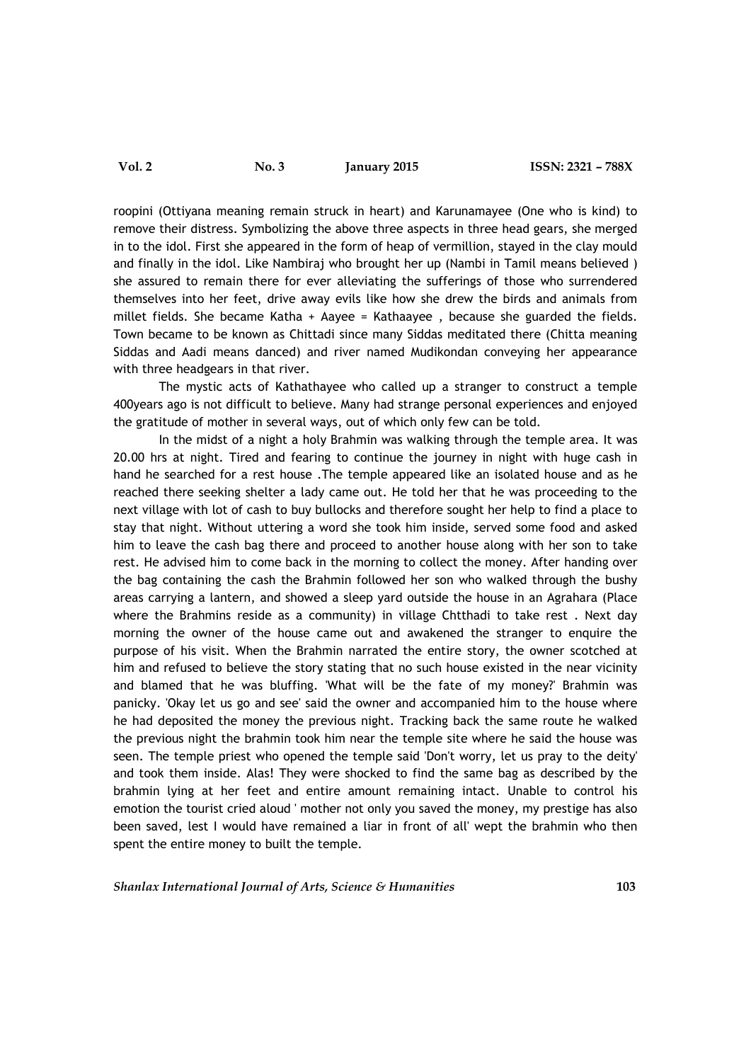roopini (Ottiyana meaning remain struck in heart) and Karunamayee (One who is kind) to remove their distress. Symbolizing the above three aspects in three head gears, she merged in to the idol. First she appeared in the form of heap of vermillion, stayed in the clay mould and finally in the idol. Like Nambiraj who brought her up (Nambi in Tamil means believed ) she assured to remain there for ever alleviating the sufferings of those who surrendered themselves into her feet, drive away evils like how she drew the birds and animals from millet fields. She became Katha + Aayee = Kathaayee , because she guarded the fields. Town became to be known as Chittadi since many Siddas meditated there (Chitta meaning Siddas and Aadi means danced) and river named Mudikondan conveying her appearance with three headgears in that river.

The mystic acts of Kathathayee who called up a stranger to construct a temple 400years ago is not difficult to believe. Many had strange personal experiences and enjoyed the gratitude of mother in several ways, out of which only few can be told.

In the midst of a night a holy Brahmin was walking through the temple area. It was 20.00 hrs at night. Tired and fearing to continue the journey in night with huge cash in hand he searched for a rest house .The temple appeared like an isolated house and as he reached there seeking shelter a lady came out. He told her that he was proceeding to the next village with lot of cash to buy bullocks and therefore sought her help to find a place to stay that night. Without uttering a word she took him inside, served some food and asked him to leave the cash bag there and proceed to another house along with her son to take rest. He advised him to come back in the morning to collect the money. After handing over the bag containing the cash the Brahmin followed her son who walked through the bushy areas carrying a lantern, and showed a sleep yard outside the house in an Agrahara (Place where the Brahmins reside as a community) in village Chtthadi to take rest . Next day morning the owner of the house came out and awakened the stranger to enquire the purpose of his visit. When the Brahmin narrated the entire story, the owner scotched at him and refused to believe the story stating that no such house existed in the near vicinity and blamed that he was bluffing. 'What will be the fate of my money?' Brahmin was panicky. 'Okay let us go and see' said the owner and accompanied him to the house where he had deposited the money the previous night. Tracking back the same route he walked the previous night the brahmin took him near the temple site where he said the house was seen. The temple priest who opened the temple said 'Don't worry, let us pray to the deity' and took them inside. Alas! They were shocked to find the same bag as described by the brahmin lying at her feet and entire amount remaining intact. Unable to control his emotion the tourist cried aloud ' mother not only you saved the money, my prestige has also been saved, lest I would have remained a liar in front of all' wept the brahmin who then spent the entire money to built the temple.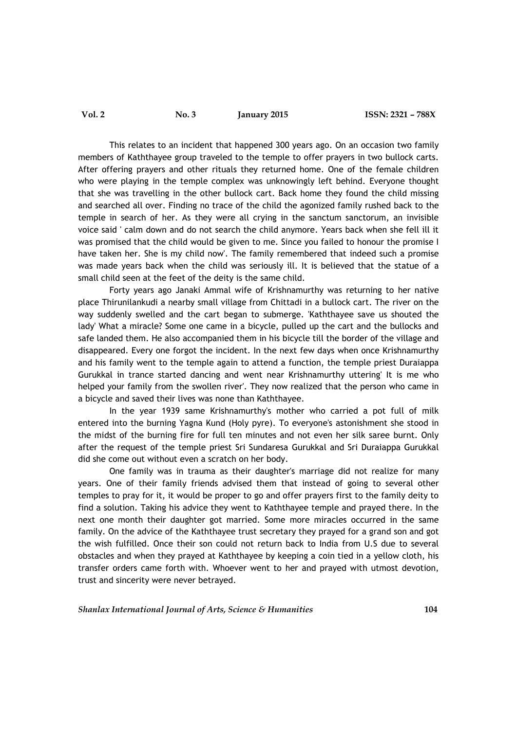This relates to an incident that happened 300 years ago. On an occasion two family members of Kaththayee group traveled to the temple to offer prayers in two bullock carts. After offering prayers and other rituals they returned home. One of the female children who were playing in the temple complex was unknowingly left behind. Everyone thought that she was travelling in the other bullock cart. Back home they found the child missing and searched all over. Finding no trace of the child the agonized family rushed back to the temple in search of her. As they were all crying in the sanctum sanctorum, an invisible voice said ' calm down and do not search the child anymore. Years back when she fell ill it was promised that the child would be given to me. Since you failed to honour the promise I have taken her. She is my child now'. The family remembered that indeed such a promise was made years back when the child was seriously ill. It is believed that the statue of a small child seen at the feet of the deity is the same child.

Forty years ago Janaki Ammal wife of Krishnamurthy was returning to her native place Thirunilankudi a nearby small village from Chittadi in a bullock cart. The river on the way suddenly swelled and the cart began to submerge. 'Kaththayee save us shouted the lady' What a miracle? Some one came in a bicycle, pulled up the cart and the bullocks and safe landed them. He also accompanied them in his bicycle till the border of the village and disappeared. Every one forgot the incident. In the next few days when once Krishnamurthy and his family went to the temple again to attend a function, the temple priest Duraiappa Gurukkal in trance started dancing and went near Krishnamurthy uttering' It is me who helped your family from the swollen river'. They now realized that the person who came in a bicycle and saved their lives was none than Kaththayee.

In the year 1939 same Krishnamurthy's mother who carried a pot full of milk entered into the burning Yagna Kund (Holy pyre). To everyone's astonishment she stood in the midst of the burning fire for full ten minutes and not even her silk saree burnt. Only after the request of the temple priest Sri Sundaresa Gurukkal and Sri Duraiappa Gurukkal did she come out without even a scratch on her body.

One family was in trauma as their daughter's marriage did not realize for many years. One of their family friends advised them that instead of going to several other temples to pray for it, it would be proper to go and offer prayers first to the family deity to find a solution. Taking his advice they went to Kaththayee temple and prayed there. In the next one month their daughter got married. Some more miracles occurred in the same family. On the advice of the Kaththayee trust secretary they prayed for a grand son and got the wish fulfilled. Once their son could not return back to India from U.S due to several obstacles and when they prayed at Kaththayee by keeping a coin tied in a yellow cloth, his transfer orders came forth with. Whoever went to her and prayed with utmost devotion, trust and sincerity were never betrayed.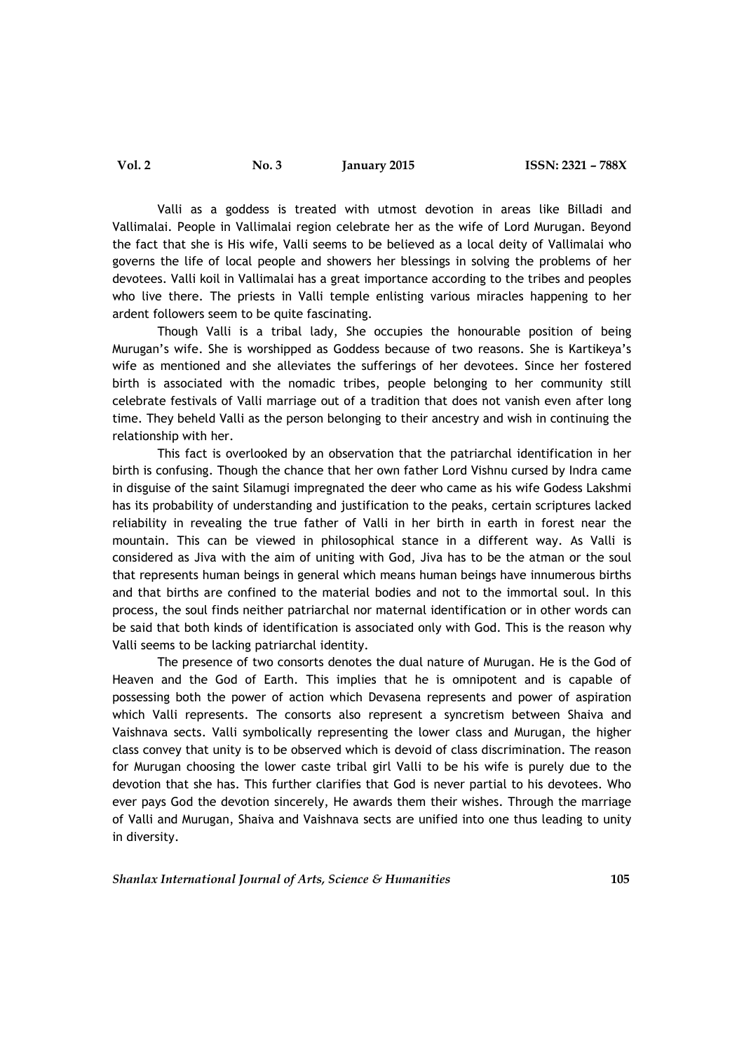Valli as a goddess is treated with utmost devotion in areas like Billadi and Vallimalai. People in Vallimalai region celebrate her as the wife of Lord Murugan. Beyond the fact that she is His wife, Valli seems to be believed as a local deity of Vallimalai who governs the life of local people and showers her blessings in solving the problems of her devotees. Valli koil in Vallimalai has a great importance according to the tribes and peoples who live there. The priests in Valli temple enlisting various miracles happening to her ardent followers seem to be quite fascinating.

Though Valli is a tribal lady, She occupies the honourable position of being Murugan's wife. She is worshipped as Goddess because of two reasons. She is Kartikeya's wife as mentioned and she alleviates the sufferings of her devotees. Since her fostered birth is associated with the nomadic tribes, people belonging to her community still celebrate festivals of Valli marriage out of a tradition that does not vanish even after long time. They beheld Valli as the person belonging to their ancestry and wish in continuing the relationship with her.

This fact is overlooked by an observation that the patriarchal identification in her birth is confusing. Though the chance that her own father Lord Vishnu cursed by Indra came in disguise of the saint Silamugi impregnated the deer who came as his wife Godess Lakshmi has its probability of understanding and justification to the peaks, certain scriptures lacked reliability in revealing the true father of Valli in her birth in earth in forest near the mountain. This can be viewed in philosophical stance in a different way. As Valli is considered as Jiva with the aim of uniting with God, Jiva has to be the atman or the soul that represents human beings in general which means human beings have innumerous births and that births are confined to the material bodies and not to the immortal soul. In this process, the soul finds neither patriarchal nor maternal identification or in other words can be said that both kinds of identification is associated only with God. This is the reason why Valli seems to be lacking patriarchal identity.

The presence of two consorts denotes the dual nature of Murugan. He is the God of Heaven and the God of Earth. This implies that he is omnipotent and is capable of possessing both the power of action which Devasena represents and power of aspiration which Valli represents. The consorts also represent a syncretism between Shaiva and Vaishnava sects. Valli symbolically representing the lower class and Murugan, the higher class convey that unity is to be observed which is devoid of class discrimination. The reason for Murugan choosing the lower caste tribal girl Valli to be his wife is purely due to the devotion that she has. This further clarifies that God is never partial to his devotees. Who ever pays God the devotion sincerely, He awards them their wishes. Through the marriage of Valli and Murugan, Shaiva and Vaishnava sects are unified into one thus leading to unity in diversity.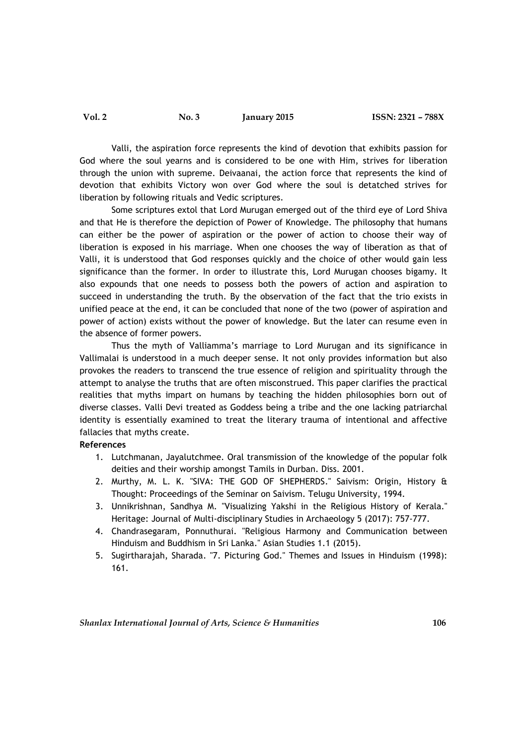Valli, the aspiration force represents the kind of devotion that exhibits passion for God where the soul yearns and is considered to be one with Him, strives for liberation through the union with supreme. Deivaanai, the action force that represents the kind of devotion that exhibits Victory won over God where the soul is detatched strives for liberation by following rituals and Vedic scriptures.

Some scriptures extol that Lord Murugan emerged out of the third eye of Lord Shiva and that He is therefore the depiction of Power of Knowledge. The philosophy that humans can either be the power of aspiration or the power of action to choose their way of liberation is exposed in his marriage. When one chooses the way of liberation as that of Valli, it is understood that God responses quickly and the choice of other would gain less significance than the former. In order to illustrate this, Lord Murugan chooses bigamy. It also expounds that one needs to possess both the powers of action and aspiration to succeed in understanding the truth. By the observation of the fact that the trio exists in unified peace at the end, it can be concluded that none of the two (power of aspiration and power of action) exists without the power of knowledge. But the later can resume even in the absence of former powers.

Thus the myth of Valliamma's marriage to Lord Murugan and its significance in Vallimalai is understood in a much deeper sense. It not only provides information but also provokes the readers to transcend the true essence of religion and spirituality through the attempt to analyse the truths that are often misconstrued. This paper clarifies the practical realities that myths impart on humans by teaching the hidden philosophies born out of diverse classes. Valli Devi treated as Goddess being a tribe and the one lacking patriarchal identity is essentially examined to treat the literary trauma of intentional and affective fallacies that myths create.

**References**

1. Lutchmanan, Jayalutchmee. Oral transmission of the knowledge of the popular folk deities and their worship amongst Tamils in Durban. Diss. 2001.
2. Murthy, M. L. K. "SIVA: THE GOD OF SHEPHERDS." Saivism: Origin, History & Thought: Proceedings of the Seminar on Saivism. Telugu University, 1994.
3. Unnikrishnan, Sandhya M. "Visualizing Yakshi in the Religious History of Kerala." Heritage: Journal of Multi-disciplinary Studies in Archaeology 5 (2017): 757-777.
4. Chandrasegaram, Ponnuthurai. "Religious Harmony and Communication between Hinduism and Buddhism in Sri Lanka." Asian Studies 1.1 (2015).
5. Sugirtharajah, Sharada. "7. Picturing God." Themes and Issues in Hinduism (1998): 161.